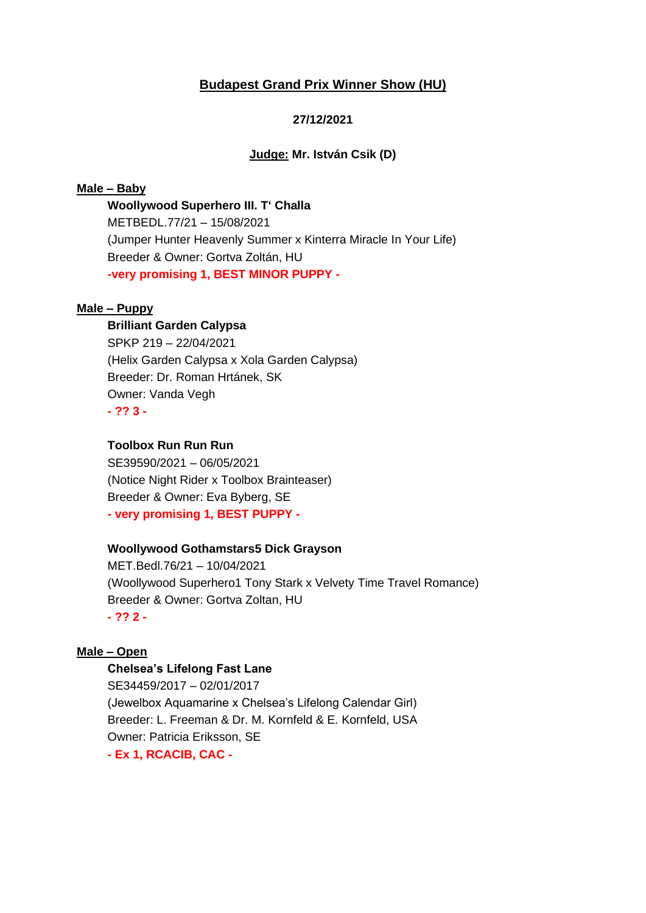## Budapest Grand Prix Winner Show (HU)

**27/12/2021**

**Judge: Mr. István Csik (D)**

### Male – Baby

**Woollywood Superhero III. T‘ Challa**
METBEDL.77/21 – 15/08/2021
(Jumper Hunter Heavenly Summer x Kinterra Miracle In Your Life)
Breeder & Owner: Gortva Zoltán, HU
**-very promising 1, BEST MINOR PUPPY -**

### Male – Puppy

**Brilliant Garden Calypsa**
SPKP 219 – 22/04/2021
(Helix Garden Calypsa x Xola Garden Calypsa)
Breeder: Dr. Roman Hrtánek, SK
Owner: Vanda Vegh
**- ?? 3 -**

**Toolbox Run Run Run**
SE39590/2021 – 06/05/2021
(Notice Night Rider x Toolbox Brainteaser)
Breeder & Owner: Eva Byberg, SE
**- very promising 1, BEST PUPPY -**

**Woollywood Gothamstars5 Dick Grayson**
MET.Bedl.76/21 – 10/04/2021
(Woollywood Superhero1 Tony Stark x Velvety Time Travel Romance)
Breeder & Owner: Gortva Zoltan, HU
**- ?? 2 -**

### Male – Open

**Chelsea’s Lifelong Fast Lane**
SE34459/2017 – 02/01/2017
(Jewelbox Aquamarine x Chelsea’s Lifelong Calendar Girl)
Breeder: L. Freeman & Dr. M. Kornfeld & E. Kornfeld, USA
Owner: Patricia Eriksson, SE
**- Ex 1, RCACIB, CAC -**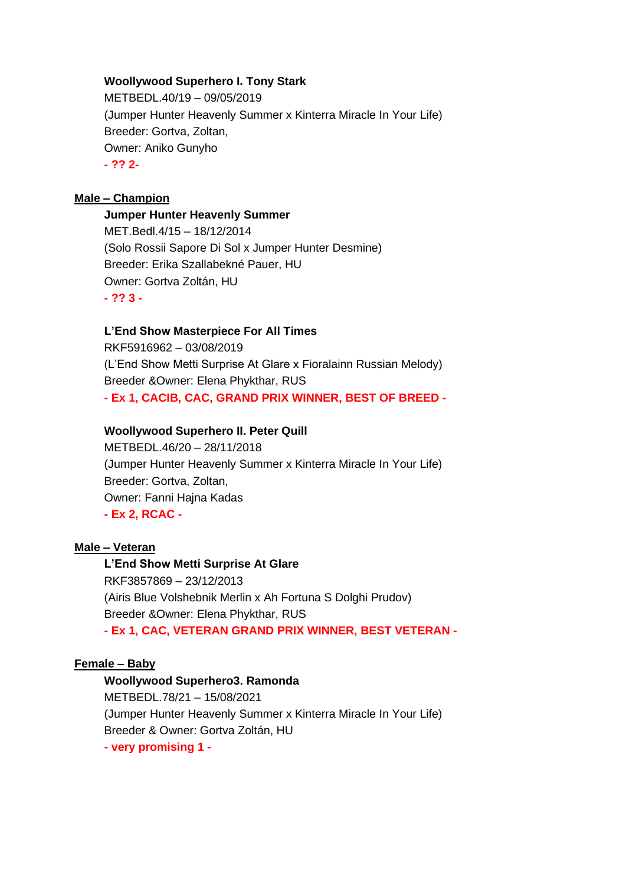**Woollywood Superhero I. Tony Stark**
METBEDL.40/19 – 09/05/2019
(Jumper Hunter Heavenly Summer x Kinterra Miracle In Your Life)
Breeder: Gortva, Zoltan,
Owner: Aniko Gunyho
**- ?? 2-**

## Male – Champion

**Jumper Hunter Heavenly Summer**
MET.Bedl.4/15 – 18/12/2014
(Solo Rossii Sapore Di Sol x Jumper Hunter Desmine)
Breeder: Erika Szallabekné Pauer, HU
Owner: Gortva Zoltán, HU
**- ?? 3 -**

**L'End Show Masterpiece For All Times**
RKF5916962 – 03/08/2019
(L'End Show Metti Surprise At Glare x Fioralainn Russian Melody)
Breeder &Owner: Elena Phykthar, RUS
**- Ex 1, CACIB, CAC, GRAND PRIX WINNER, BEST OF BREED -**

**Woollywood Superhero II. Peter Quill**
METBEDL.46/20 – 28/11/2018
(Jumper Hunter Heavenly Summer x Kinterra Miracle In Your Life)
Breeder: Gortva, Zoltan,
Owner: Fanni Hajna Kadas
**- Ex 2, RCAC -**

## Male – Veteran

**L'End Show Metti Surprise At Glare**
RKF3857869 – 23/12/2013
(Airis Blue Volshebnik Merlin x Ah Fortuna S Dolghi Prudov)
Breeder &Owner: Elena Phykthar, RUS
**- Ex 1, CAC, VETERAN GRAND PRIX WINNER, BEST VETERAN -**

## Female – Baby

**Woollywood Superhero3. Ramonda**
METBEDL.78/21 – 15/08/2021
(Jumper Hunter Heavenly Summer x Kinterra Miracle In Your Life)
Breeder & Owner: Gortva Zoltán, HU
**- very promising 1 -**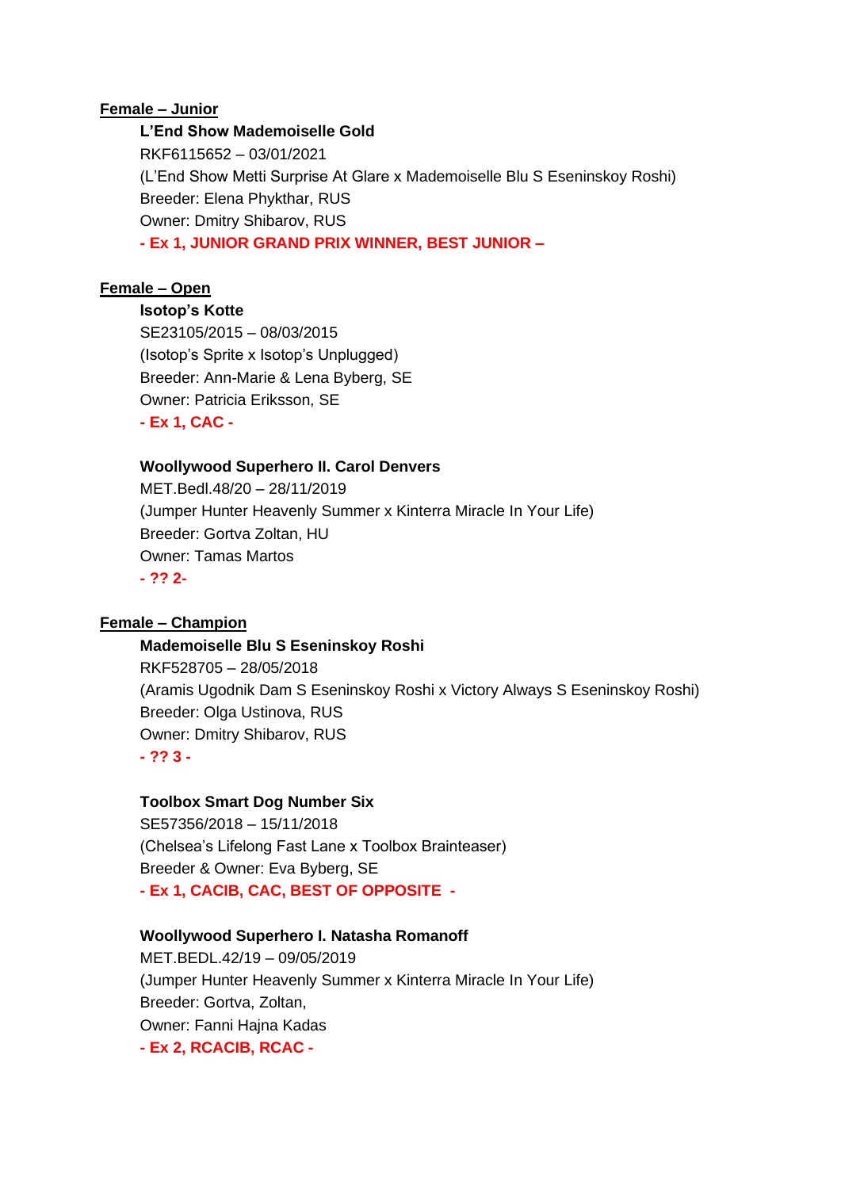**Female – Junior**

**L'End Show Mademoiselle Gold**
RKF6115652 – 03/01/2021
(L'End Show Metti Surprise At Glare x Mademoiselle Blu S Eseninskoy Roshi)
Breeder: Elena Phykthar, RUS
Owner: Dmitry Shibarov, RUS
**- Ex 1, JUNIOR GRAND PRIX WINNER, BEST JUNIOR –**

**Female – Open**

**Isotop's Kotte**
SE23105/2015 – 08/03/2015
(Isotop's Sprite x Isotop's Unplugged)
Breeder: Ann-Marie & Lena Byberg, SE
Owner: Patricia Eriksson, SE
**- Ex 1, CAC -**

**Woollywood Superhero II. Carol Denvers**
MET.Bedl.48/20 – 28/11/2019
(Jumper Hunter Heavenly Summer x Kinterra Miracle In Your Life)
Breeder: Gortva Zoltan, HU
Owner: Tamas Martos
**- ?? 2-**

**Female – Champion**

**Mademoiselle Blu S Eseninskoy Roshi**
RKF528705 – 28/05/2018
(Aramis Ugodnik Dam S Eseninskoy Roshi x Victory Always S Eseninskoy Roshi)
Breeder: Olga Ustinova, RUS
Owner: Dmitry Shibarov, RUS
**- ?? 3 -**

**Toolbox Smart Dog Number Six**
SE57356/2018 – 15/11/2018
(Chelsea's Lifelong Fast Lane x Toolbox Brainteaser)
Breeder & Owner: Eva Byberg, SE
**- Ex 1, CACIB, CAC, BEST OF OPPOSITE -**

**Woollywood Superhero I. Natasha Romanoff**
MET.BEDL.42/19 – 09/05/2019
(Jumper Hunter Heavenly Summer x Kinterra Miracle In Your Life)
Breeder: Gortva, Zoltan,
Owner: Fanni Hajna Kadas
**- Ex 2, RCACIB, RCAC -**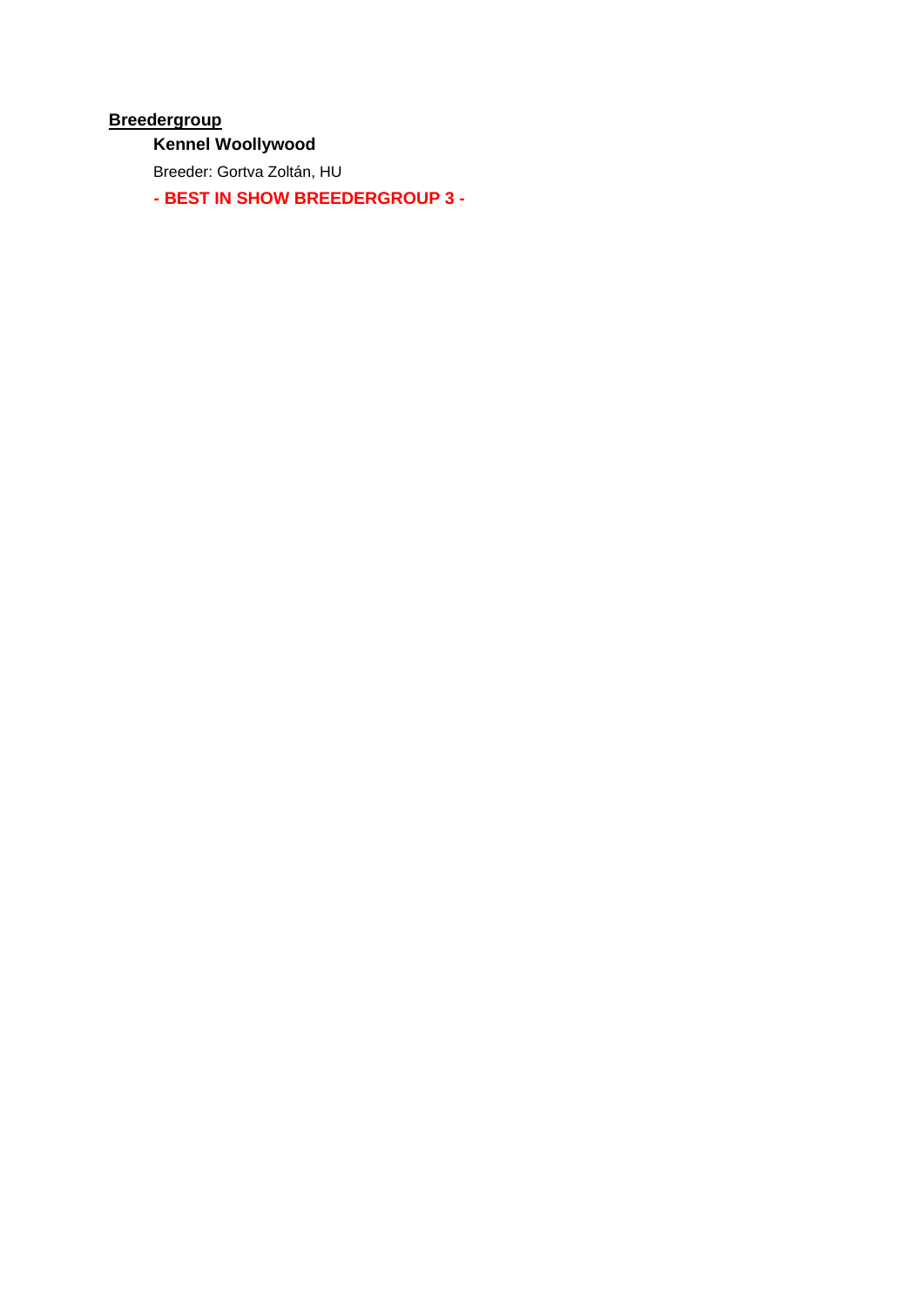**Breedergroup**

**Kennel Woollywood**

Breeder: Gortva Zoltán, HU

**- BEST IN SHOW BREEDERGROUP 3 -**